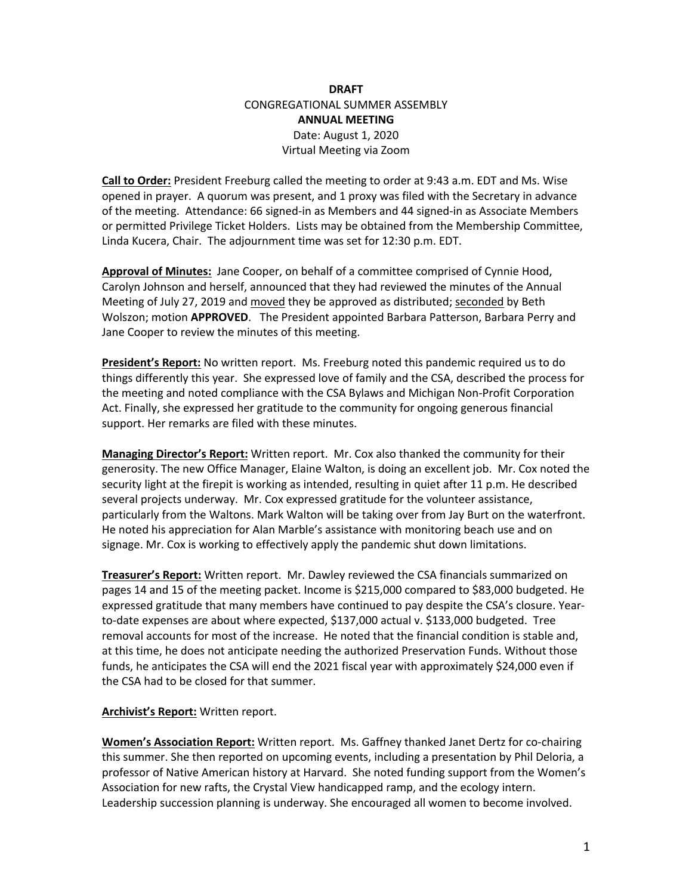**DRAFT**

CONGREGATIONAL SUMMER ASSEMBLY

**ANNUAL MEETING**

Date: August 1, 2020

Virtual Meeting via Zoom

**Call to Order:** President Freeburg called the meeting to order at 9:43 a.m. EDT and Ms. Wise opened in prayer. A quorum was present, and 1 proxy was filed with the Secretary in advance of the meeting. Attendance: 66 signed-in as Members and 44 signed-in as Associate Members or permitted Privilege Ticket Holders. Lists may be obtained from the Membership Committee, Linda Kucera, Chair. The adjournment time was set for 12:30 p.m. EDT.

**Approval of Minutes:** Jane Cooper, on behalf of a committee comprised of Cynnie Hood, Carolyn Johnson and herself, announced that they had reviewed the minutes of the Annual Meeting of July 27, 2019 and moved they be approved as distributed; seconded by Beth Wolszon; motion **APPROVED**. The President appointed Barbara Patterson, Barbara Perry and Jane Cooper to review the minutes of this meeting.

**President's Report:** No written report. Ms. Freeburg noted this pandemic required us to do things differently this year. She expressed love of family and the CSA, described the process for the meeting and noted compliance with the CSA Bylaws and Michigan Non-Profit Corporation Act. Finally, she expressed her gratitude to the community for ongoing generous financial support. Her remarks are filed with these minutes.

**Managing Director's Report:** Written report. Mr. Cox also thanked the community for their generosity. The new Office Manager, Elaine Walton, is doing an excellent job. Mr. Cox noted the security light at the firepit is working as intended, resulting in quiet after 11 p.m. He described several projects underway. Mr. Cox expressed gratitude for the volunteer assistance, particularly from the Waltons. Mark Walton will be taking over from Jay Burt on the waterfront. He noted his appreciation for Alan Marble's assistance with monitoring beach use and on signage. Mr. Cox is working to effectively apply the pandemic shut down limitations.

**Treasurer's Report:** Written report. Mr. Dawley reviewed the CSA financials summarized on pages 14 and 15 of the meeting packet. Income is \$215,000 compared to \$83,000 budgeted. He expressed gratitude that many members have continued to pay despite the CSA's closure. Year-to-date expenses are about where expected, \$137,000 actual v. \$133,000 budgeted. Tree removal accounts for most of the increase. He noted that the financial condition is stable and, at this time, he does not anticipate needing the authorized Preservation Funds. Without those funds, he anticipates the CSA will end the 2021 fiscal year with approximately \$24,000 even if the CSA had to be closed for that summer.

**Archivist's Report:** Written report.

**Women's Association Report:** Written report. Ms. Gaffney thanked Janet Dertz for co-chairing this summer. She then reported on upcoming events, including a presentation by Phil Deloria, a professor of Native American history at Harvard. She noted funding support from the Women's Association for new rafts, the Crystal View handicapped ramp, and the ecology intern. Leadership succession planning is underway. She encouraged all women to become involved.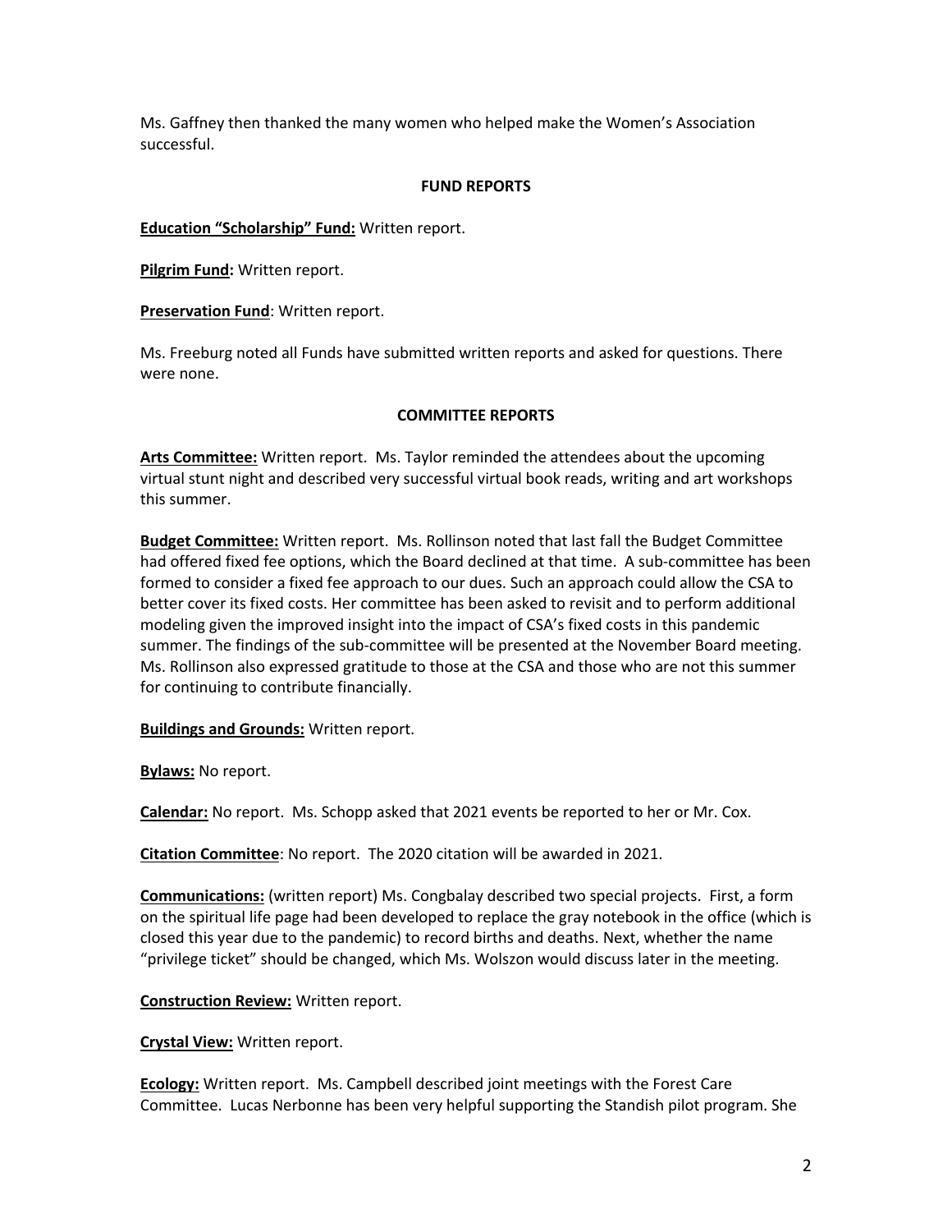Ms. Gaffney then thanked the many women who helped make the Women's Association successful.

## FUND REPORTS

**Education "Scholarship" Fund:** Written report.

**Pilgrim Fund:** Written report.

**Preservation Fund**: Written report.

Ms. Freeburg noted all Funds have submitted written reports and asked for questions. There were none.

## COMMITTEE REPORTS

**Arts Committee:** Written report. Ms. Taylor reminded the attendees about the upcoming virtual stunt night and described very successful virtual book reads, writing and art workshops this summer.

**Budget Committee:** Written report. Ms. Rollinson noted that last fall the Budget Committee had offered fixed fee options, which the Board declined at that time. A sub-committee has been formed to consider a fixed fee approach to our dues. Such an approach could allow the CSA to better cover its fixed costs. Her committee has been asked to revisit and to perform additional modeling given the improved insight into the impact of CSA's fixed costs in this pandemic summer. The findings of the sub-committee will be presented at the November Board meeting. Ms. Rollinson also expressed gratitude to those at the CSA and those who are not this summer for continuing to contribute financially.

**Buildings and Grounds:** Written report.

**Bylaws:** No report.

**Calendar:** No report. Ms. Schopp asked that 2021 events be reported to her or Mr. Cox.

**Citation Committee**: No report. The 2020 citation will be awarded in 2021.

**Communications:** (written report) Ms. Congbalay described two special projects. First, a form on the spiritual life page had been developed to replace the gray notebook in the office (which is closed this year due to the pandemic) to record births and deaths. Next, whether the name "privilege ticket" should be changed, which Ms. Wolszon would discuss later in the meeting.

**Construction Review:** Written report.

**Crystal View:** Written report.

**Ecology:** Written report. Ms. Campbell described joint meetings with the Forest Care Committee. Lucas Nerbonne has been very helpful supporting the Standish pilot program. She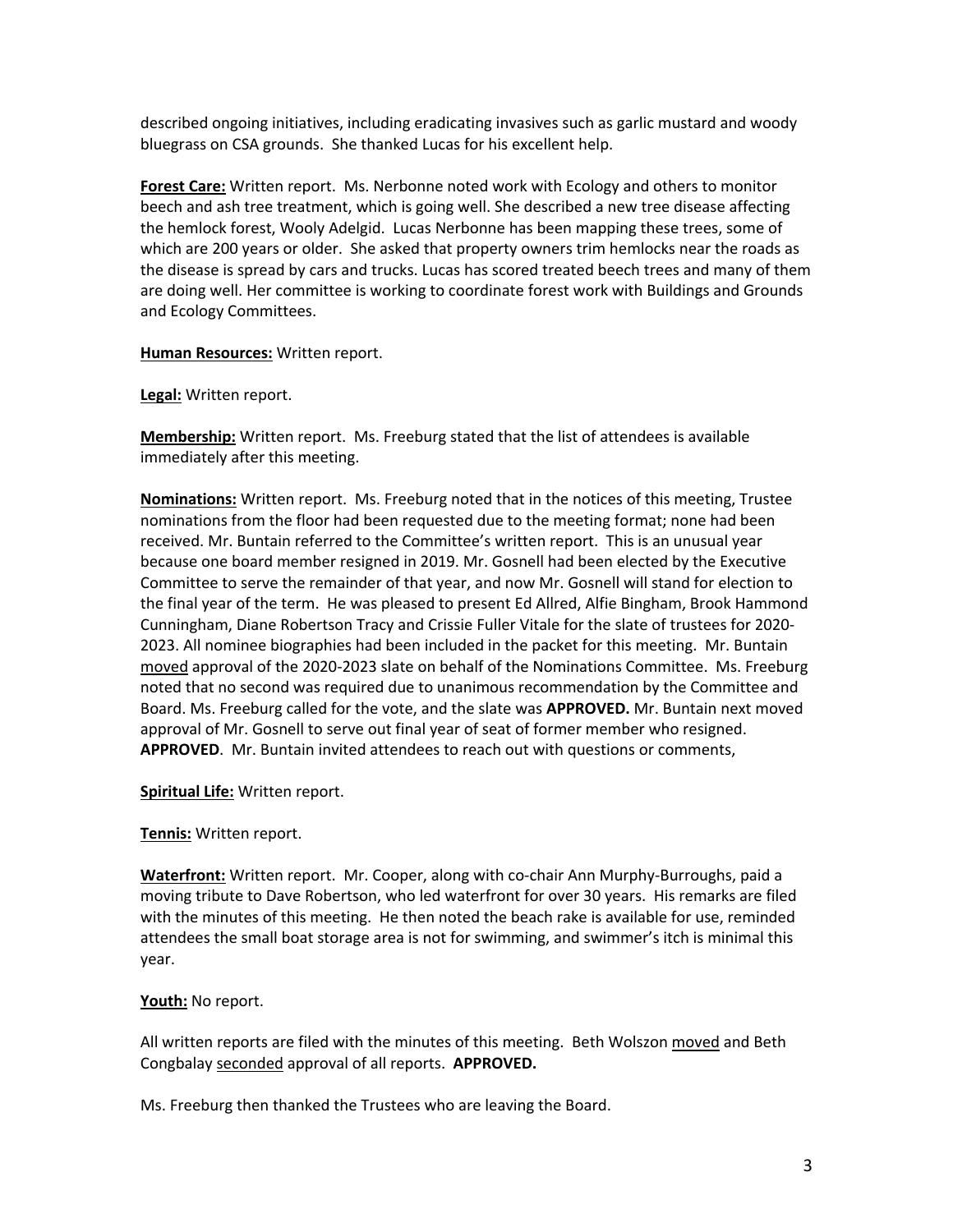described ongoing initiatives, including eradicating invasives such as garlic mustard and woody bluegrass on CSA grounds. She thanked Lucas for his excellent help.

**<u>Forest Care:</u>** Written report. Ms. Nerbonne noted work with Ecology and others to monitor beech and ash tree treatment, which is going well. She described a new tree disease affecting the hemlock forest, Wooly Adelgid. Lucas Nerbonne has been mapping these trees, some of which are 200 years or older. She asked that property owners trim hemlocks near the roads as the disease is spread by cars and trucks. Lucas has scored treated beech trees and many of them are doing well. Her committee is working to coordinate forest work with Buildings and Grounds and Ecology Committees.

**<u>Human Resources:</u>** Written report.

**<u>Legal:</u>** Written report.

**<u>Membership:</u>** Written report. Ms. Freeburg stated that the list of attendees is available immediately after this meeting.

**<u>Nominations:</u>** Written report. Ms. Freeburg noted that in the notices of this meeting, Trustee nominations from the floor had been requested due to the meeting format; none had been received. Mr. Buntain referred to the Committee's written report. This is an unusual year because one board member resigned in 2019. Mr. Gosnell had been elected by the Executive Committee to serve the remainder of that year, and now Mr. Gosnell will stand for election to the final year of the term. He was pleased to present Ed Allred, Alfie Bingham, Brook Hammond Cunningham, Diane Robertson Tracy and Crissie Fuller Vitale for the slate of trustees for 2020-2023. All nominee biographies had been included in the packet for this meeting. Mr. Buntain <u>moved</u> approval of the 2020-2023 slate on behalf of the Nominations Committee. Ms. Freeburg noted that no second was required due to unanimous recommendation by the Committee and Board. Ms. Freeburg called for the vote, and the slate was **APPROVED.** Mr. Buntain next moved approval of Mr. Gosnell to serve out final year of seat of former member who resigned. **APPROVED**. Mr. Buntain invited attendees to reach out with questions or comments,

**<u>Spiritual Life:</u>** Written report.

**<u>Tennis:</u>** Written report.

**<u>Waterfront:</u>** Written report. Mr. Cooper, along with co-chair Ann Murphy-Burroughs, paid a moving tribute to Dave Robertson, who led waterfront for over 30 years. His remarks are filed with the minutes of this meeting. He then noted the beach rake is available for use, reminded attendees the small boat storage area is not for swimming, and swimmer's itch is minimal this year.

**<u>Youth:</u>** No report.

All written reports are filed with the minutes of this meeting. Beth Wolszon <u>moved</u> and Beth Congbalay <u>seconded</u> approval of all reports. **APPROVED.**

Ms. Freeburg then thanked the Trustees who are leaving the Board.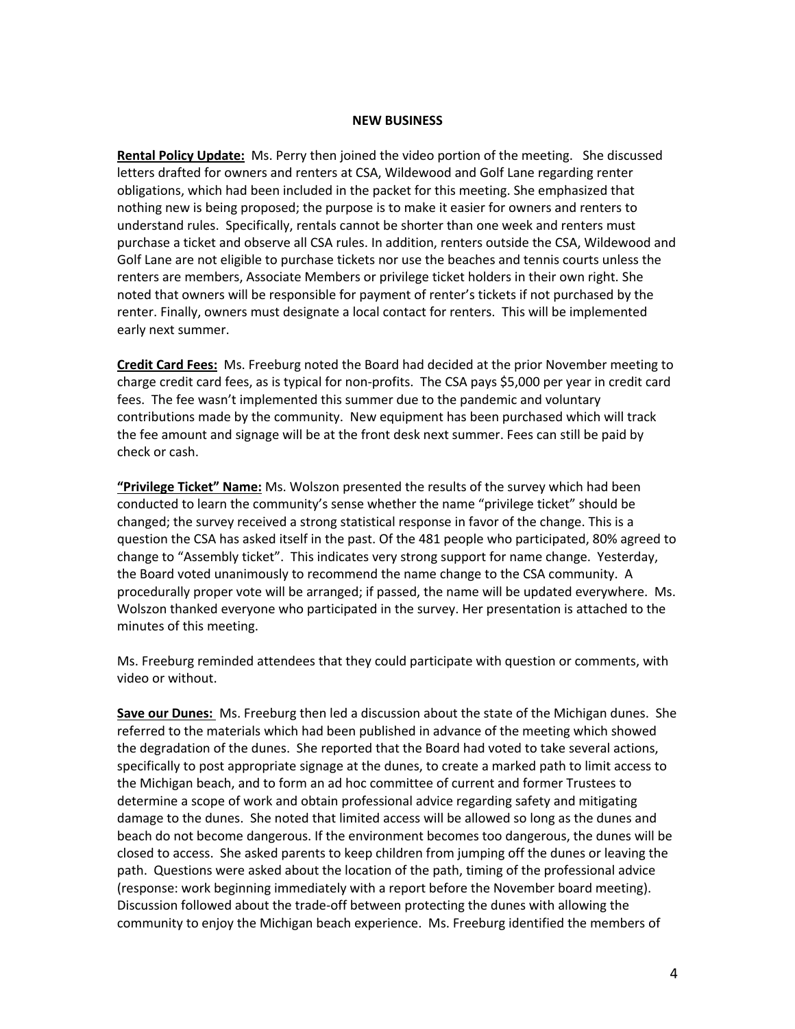## NEW BUSINESS

**Rental Policy Update:** Ms. Perry then joined the video portion of the meeting. She discussed letters drafted for owners and renters at CSA, Wildewood and Golf Lane regarding renter obligations, which had been included in the packet for this meeting. She emphasized that nothing new is being proposed; the purpose is to make it easier for owners and renters to understand rules. Specifically, rentals cannot be shorter than one week and renters must purchase a ticket and observe all CSA rules. In addition, renters outside the CSA, Wildewood and Golf Lane are not eligible to purchase tickets nor use the beaches and tennis courts unless the renters are members, Associate Members or privilege ticket holders in their own right. She noted that owners will be responsible for payment of renter's tickets if not purchased by the renter. Finally, owners must designate a local contact for renters. This will be implemented early next summer.

**Credit Card Fees:** Ms. Freeburg noted the Board had decided at the prior November meeting to charge credit card fees, as is typical for non-profits. The CSA pays $5,000 per year in credit card fees. The fee wasn't implemented this summer due to the pandemic and voluntary contributions made by the community. New equipment has been purchased which will track the fee amount and signage will be at the front desk next summer. Fees can still be paid by check or cash.

**"Privilege Ticket" Name:** Ms. Wolszon presented the results of the survey which had been conducted to learn the community's sense whether the name "privilege ticket" should be changed; the survey received a strong statistical response in favor of the change. This is a question the CSA has asked itself in the past. Of the 481 people who participated, 80% agreed to change to "Assembly ticket". This indicates very strong support for name change. Yesterday, the Board voted unanimously to recommend the name change to the CSA community. A procedurally proper vote will be arranged; if passed, the name will be updated everywhere. Ms. Wolszon thanked everyone who participated in the survey. Her presentation is attached to the minutes of this meeting.

Ms. Freeburg reminded attendees that they could participate with question or comments, with video or without.

**Save our Dunes:** Ms. Freeburg then led a discussion about the state of the Michigan dunes. She referred to the materials which had been published in advance of the meeting which showed the degradation of the dunes. She reported that the Board had voted to take several actions, specifically to post appropriate signage at the dunes, to create a marked path to limit access to the Michigan beach, and to form an ad hoc committee of current and former Trustees to determine a scope of work and obtain professional advice regarding safety and mitigating damage to the dunes. She noted that limited access will be allowed so long as the dunes and beach do not become dangerous. If the environment becomes too dangerous, the dunes will be closed to access. She asked parents to keep children from jumping off the dunes or leaving the path. Questions were asked about the location of the path, timing of the professional advice (response: work beginning immediately with a report before the November board meeting). Discussion followed about the trade-off between protecting the dunes with allowing the community to enjoy the Michigan beach experience. Ms. Freeburg identified the members of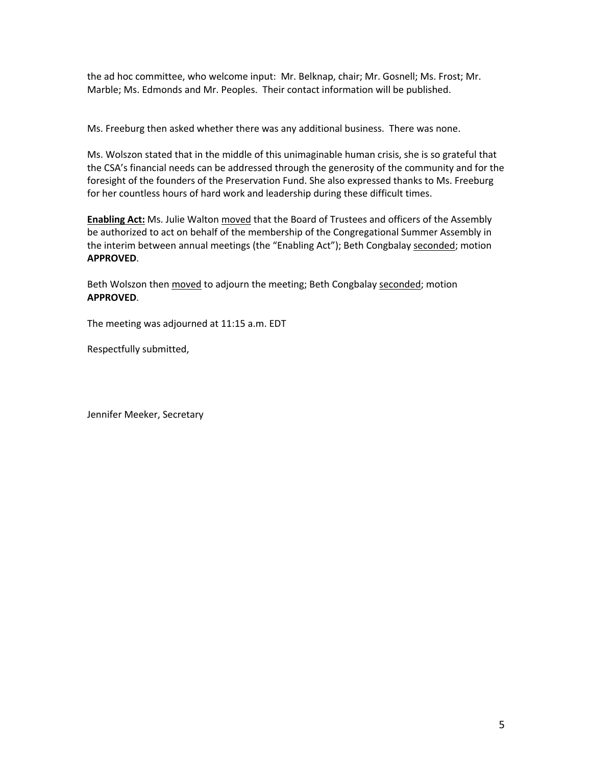the ad hoc committee, who welcome input: Mr. Belknap, chair; Mr. Gosnell; Ms. Frost; Mr. Marble; Ms. Edmonds and Mr. Peoples. Their contact information will be published.

Ms. Freeburg then asked whether there was any additional business. There was none.

Ms. Wolszon stated that in the middle of this unimaginable human crisis, she is so grateful that the CSA's financial needs can be addressed through the generosity of the community and for the foresight of the founders of the Preservation Fund. She also expressed thanks to Ms. Freeburg for her countless hours of hard work and leadership during these difficult times.

**Enabling Act:** Ms. Julie Walton moved that the Board of Trustees and officers of the Assembly be authorized to act on behalf of the membership of the Congregational Summer Assembly in the interim between annual meetings (the "Enabling Act"); Beth Congbalay seconded; motion **APPROVED**.

Beth Wolszon then moved to adjourn the meeting; Beth Congbalay seconded; motion **APPROVED**.

The meeting was adjourned at 11:15 a.m. EDT

Respectfully submitted,

Jennifer Meeker, Secretary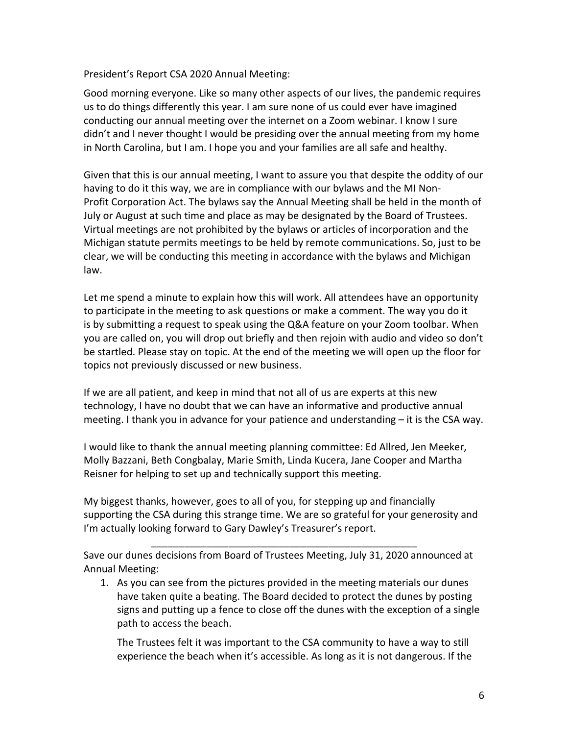President's Report CSA 2020 Annual Meeting:

Good morning everyone. Like so many other aspects of our lives, the pandemic requires us to do things differently this year. I am sure none of us could ever have imagined conducting our annual meeting over the internet on a Zoom webinar. I know I sure didn't and I never thought I would be presiding over the annual meeting from my home in North Carolina, but I am. I hope you and your families are all safe and healthy.

Given that this is our annual meeting, I want to assure you that despite the oddity of our having to do it this way, we are in compliance with our bylaws and the MI Non-Profit Corporation Act. The bylaws say the Annual Meeting shall be held in the month of July or August at such time and place as may be designated by the Board of Trustees. Virtual meetings are not prohibited by the bylaws or articles of incorporation and the Michigan statute permits meetings to be held by remote communications. So, just to be clear, we will be conducting this meeting in accordance with the bylaws and Michigan law.

Let me spend a minute to explain how this will work. All attendees have an opportunity to participate in the meeting to ask questions or make a comment. The way you do it is by submitting a request to speak using the Q&A feature on your Zoom toolbar. When you are called on, you will drop out briefly and then rejoin with audio and video so don't be startled. Please stay on topic. At the end of the meeting we will open up the floor for topics not previously discussed or new business.

If we are all patient, and keep in mind that not all of us are experts at this new technology, I have no doubt that we can have an informative and productive annual meeting. I thank you in advance for your patience and understanding – it is the CSA way.

I would like to thank the annual meeting planning committee: Ed Allred, Jen Meeker, Molly Bazzani, Beth Congbalay, Marie Smith, Linda Kucera, Jane Cooper and Martha Reisner for helping to set up and technically support this meeting.

My biggest thanks, however, goes to all of you, for stepping up and financially supporting the CSA during this strange time. We are so grateful for your generosity and I'm actually looking forward to Gary Dawley's Treasurer's report.

---

Save our dunes decisions from Board of Trustees Meeting, July 31, 2020 announced at Annual Meeting:

1. As you can see from the pictures provided in the meeting materials our dunes have taken quite a beating. The Board decided to protect the dunes by posting signs and putting up a fence to close off the dunes with the exception of a single path to access the beach.

   The Trustees felt it was important to the CSA community to have a way to still experience the beach when it's accessible. As long as it is not dangerous. If the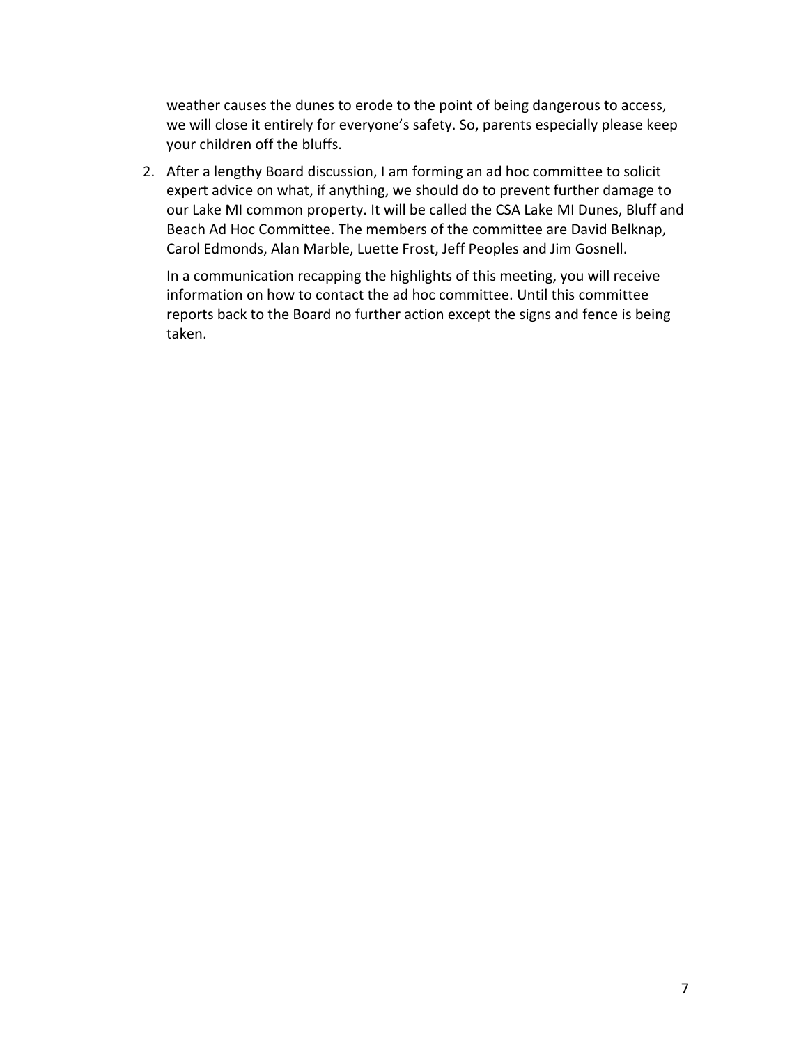weather causes the dunes to erode to the point of being dangerous to access, we will close it entirely for everyone's safety. So, parents especially please keep your children off the bluffs.

2. After a lengthy Board discussion, I am forming an ad hoc committee to solicit expert advice on what, if anything, we should do to prevent further damage to our Lake MI common property. It will be called the CSA Lake MI Dunes, Bluff and Beach Ad Hoc Committee. The members of the committee are David Belknap, Carol Edmonds, Alan Marble, Luette Frost, Jeff Peoples and Jim Gosnell.

   In a communication recapping the highlights of this meeting, you will receive information on how to contact the ad hoc committee. Until this committee reports back to the Board no further action except the signs and fence is being taken.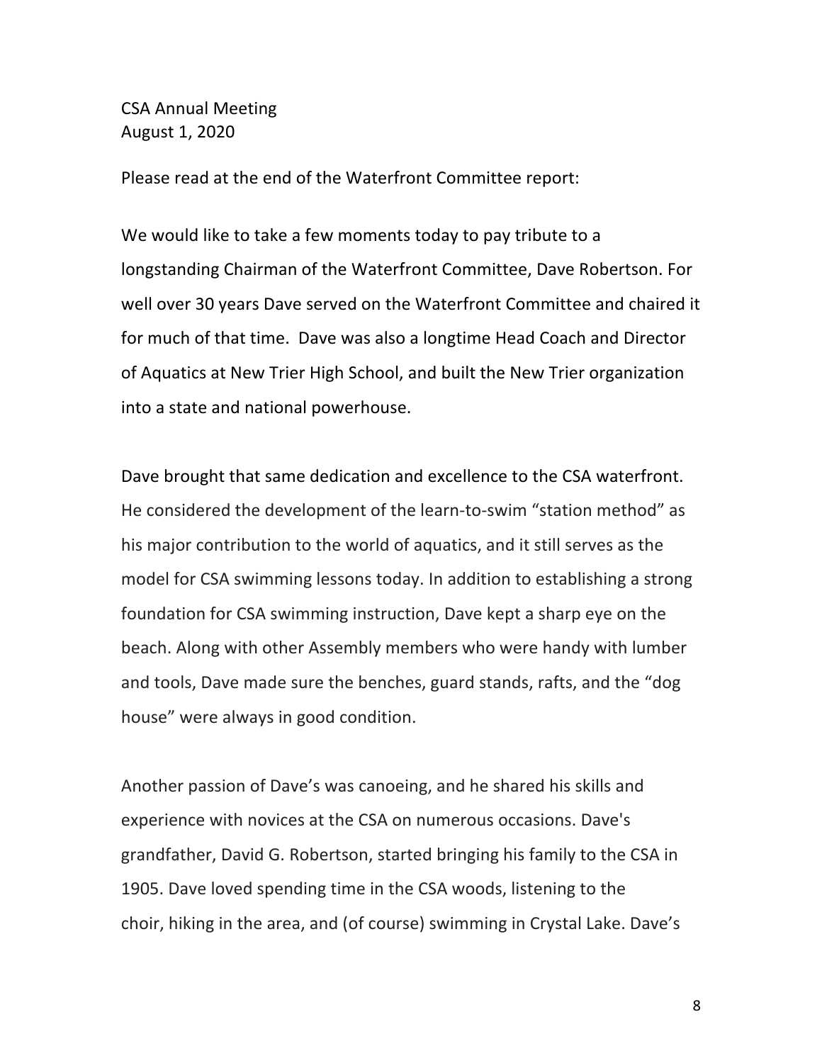CSA Annual Meeting
August 1, 2020

Please read at the end of the Waterfront Committee report:

We would like to take a few moments today to pay tribute to a longstanding Chairman of the Waterfront Committee, Dave Robertson. For well over 30 years Dave served on the Waterfront Committee and chaired it for much of that time. Dave was also a longtime Head Coach and Director of Aquatics at New Trier High School, and built the New Trier organization into a state and national powerhouse.

Dave brought that same dedication and excellence to the CSA waterfront. He considered the development of the learn-to-swim "station method" as his major contribution to the world of aquatics, and it still serves as the model for CSA swimming lessons today. In addition to establishing a strong foundation for CSA swimming instruction, Dave kept a sharp eye on the beach. Along with other Assembly members who were handy with lumber and tools, Dave made sure the benches, guard stands, rafts, and the "dog house" were always in good condition.

Another passion of Dave's was canoeing, and he shared his skills and experience with novices at the CSA on numerous occasions. Dave's grandfather, David G. Robertson, started bringing his family to the CSA in 1905. Dave loved spending time in the CSA woods, listening to the choir, hiking in the area, and (of course) swimming in Crystal Lake. Dave's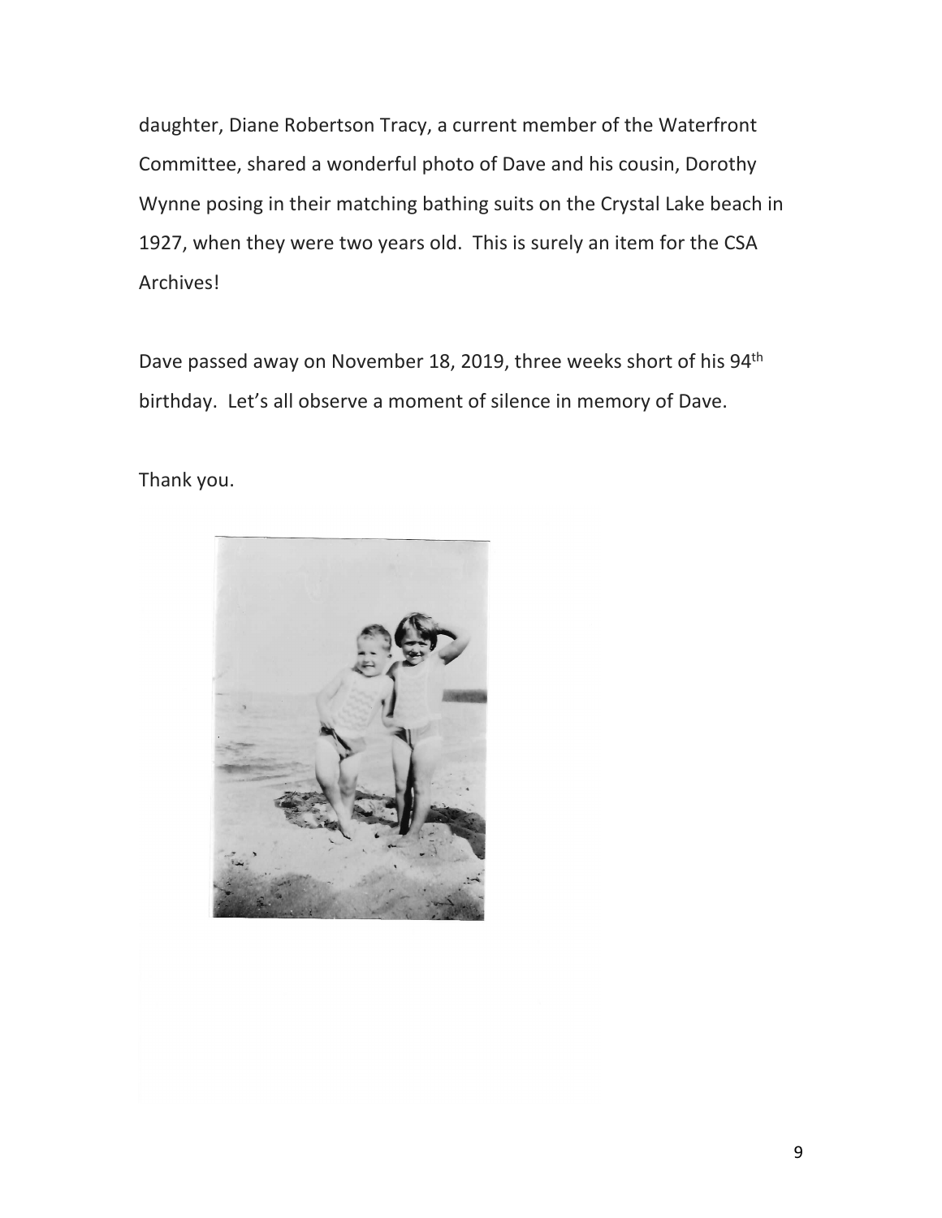daughter, Diane Robertson Tracy, a current member of the Waterfront Committee, shared a wonderful photo of Dave and his cousin, Dorothy Wynne posing in their matching bathing suits on the Crystal Lake beach in 1927, when they were two years old. This is surely an item for the CSA Archives!

Dave passed away on November 18, 2019, three weeks short of his 94th birthday. Let's all observe a moment of silence in memory of Dave.

Thank you.